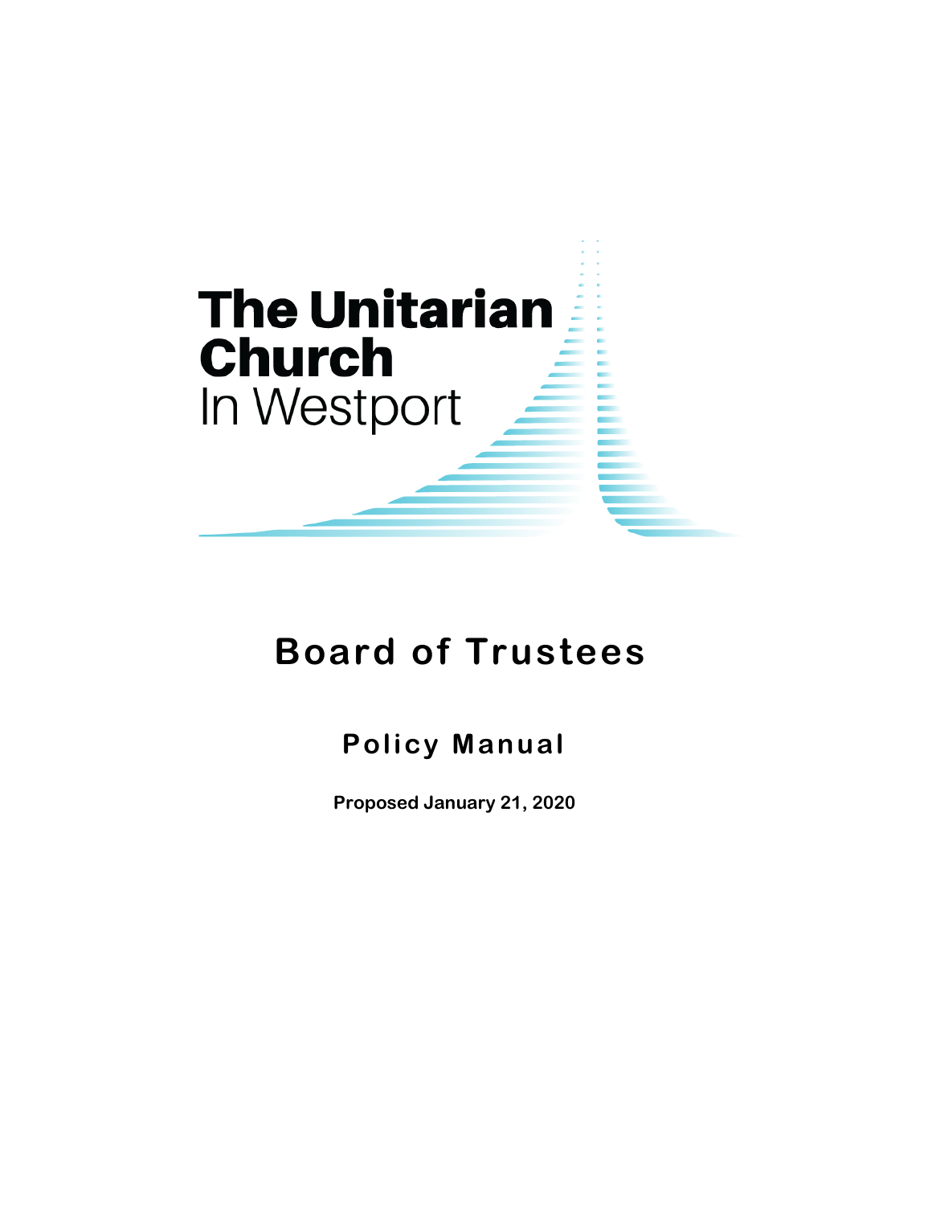The Unitarian Church In Westport

# Board of Trustees

## Policy Manual

**Proposed January 21, 2020**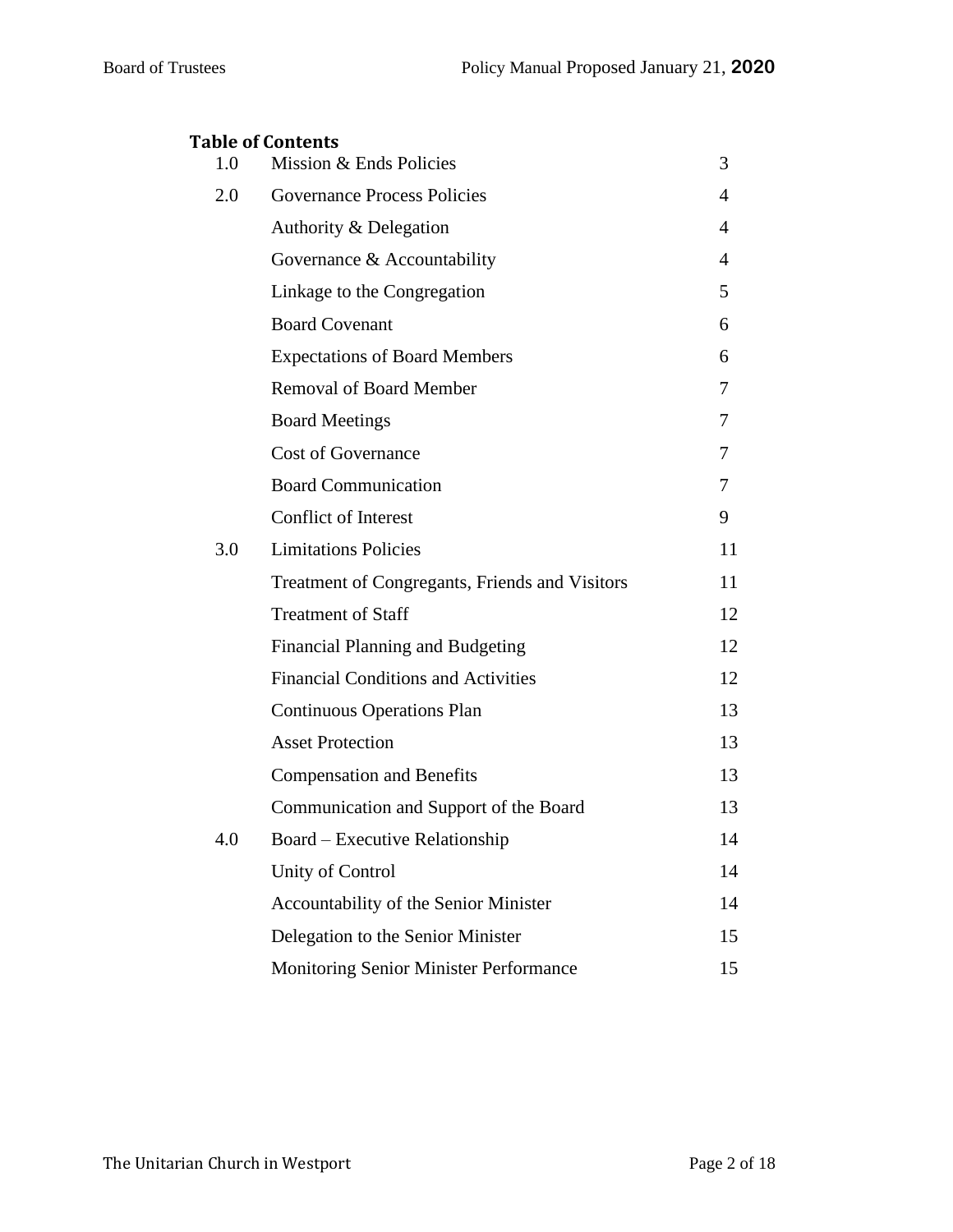## Table of Contents

| | | |
|---|---|---|
| 1.0 | Mission & Ends Policies | 3 |
| 2.0 | Governance Process Policies | 4 |
| | Authority & Delegation | 4 |
| | Governance & Accountability | 4 |
| | Linkage to the Congregation | 5 |
| | Board Covenant | 6 |
| | Expectations of Board Members | 6 |
| | Removal of Board Member | 7 |
| | Board Meetings | 7 |
| | Cost of Governance | 7 |
| | Board Communication | 7 |
| | Conflict of Interest | 9 |
| 3.0 | Limitations Policies | 11 |
| | Treatment of Congregants, Friends and Visitors | 11 |
| | Treatment of Staff | 12 |
| | Financial Planning and Budgeting | 12 |
| | Financial Conditions and Activities | 12 |
| | Continuous Operations Plan | 13 |
| | Asset Protection | 13 |
| | Compensation and Benefits | 13 |
| | Communication and Support of the Board | 13 |
| 4.0 | Board – Executive Relationship | 14 |
| | Unity of Control | 14 |
| | Accountability of the Senior Minister | 14 |
| | Delegation to the Senior Minister | 15 |
| | Monitoring Senior Minister Performance | 15 |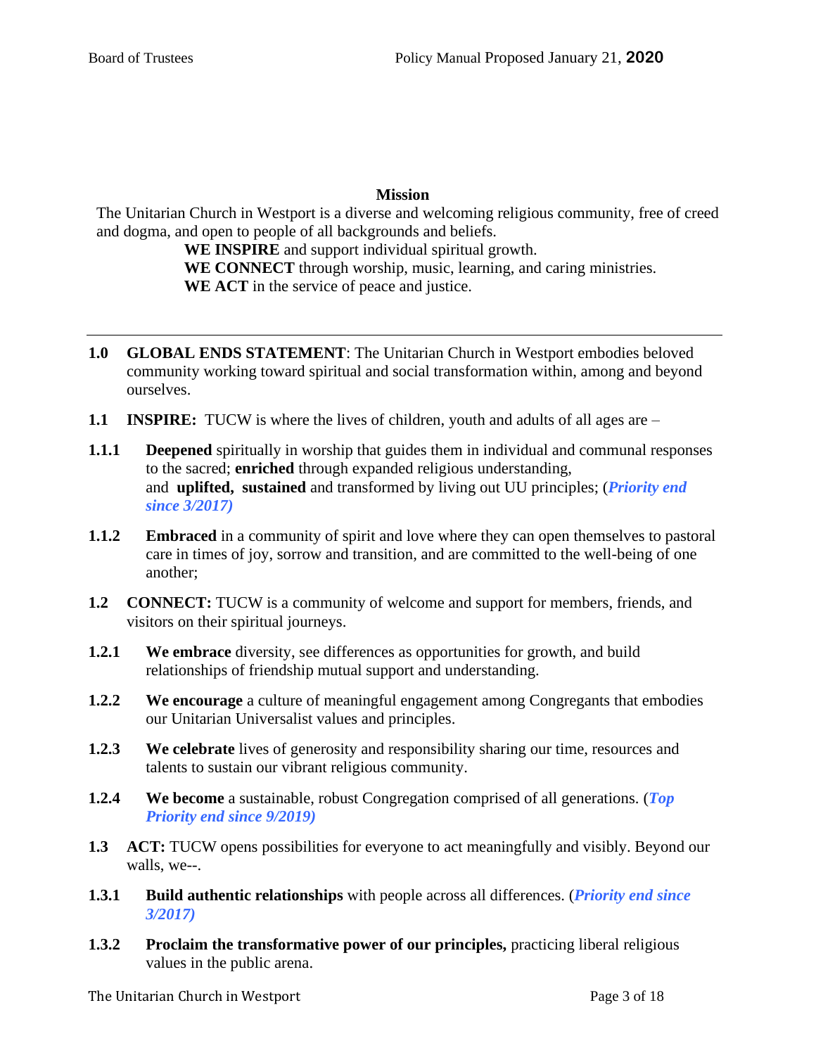## Mission

The Unitarian Church in Westport is a diverse and welcoming religious community, free of creed and dogma, and open to people of all backgrounds and beliefs.

**WE INSPIRE** and support individual spiritual growth.
**WE CONNECT** through worship, music, learning, and caring ministries.
**WE ACT** in the service of peace and justice.

---

**1.0 GLOBAL ENDS STATEMENT**: The Unitarian Church in Westport embodies beloved community working toward spiritual and social transformation within, among and beyond ourselves.

**1.1 INSPIRE:** TUCW is where the lives of children, youth and adults of all ages are –

**1.1.1** **Deepened** spiritually in worship that guides them in individual and communal responses to the sacred; **enriched** through expanded religious understanding, and **uplifted, sustained** and transformed by living out UU principles; (***Priority end since 3/2017)***

**1.1.2** **Embraced** in a community of spirit and love where they can open themselves to pastoral care in times of joy, sorrow and transition, and are committed to the well-being of one another;

**1.2 CONNECT:** TUCW is a community of welcome and support for members, friends, and visitors on their spiritual journeys.

**1.2.1** **We embrace** diversity, see differences as opportunities for growth, and build relationships of friendship mutual support and understanding.

**1.2.2** **We encourage** a culture of meaningful engagement among Congregants that embodies our Unitarian Universalist values and principles.

**1.2.3** **We celebrate** lives of generosity and responsibility sharing our time, resources and talents to sustain our vibrant religious community.

**1.2.4** **We become** a sustainable, robust Congregation comprised of all generations. (***Top Priority end since 9/2019)***

**1.3 ACT:** TUCW opens possibilities for everyone to act meaningfully and visibly. Beyond our walls, we--.

**1.3.1** **Build authentic relationships** with people across all differences. (***Priority end since 3/2017)***

**1.3.2** **Proclaim the transformative power of our principles,** practicing liberal religious values in the public arena.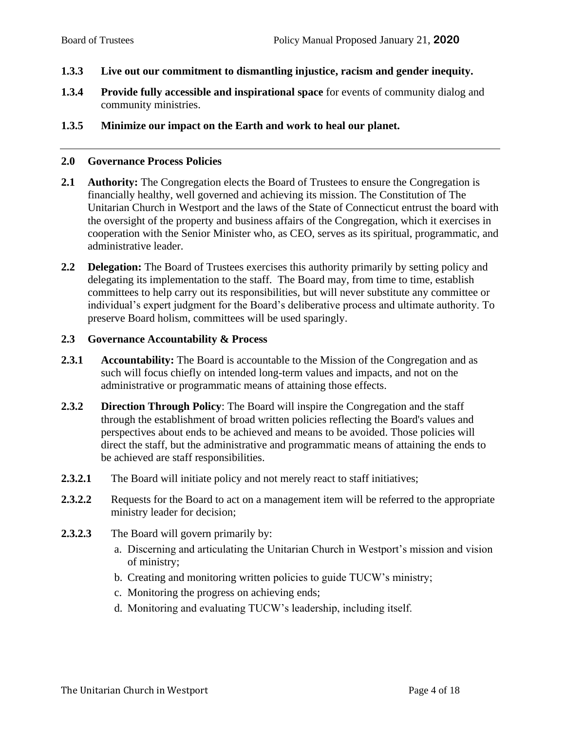**1.3.3 Live out our commitment to dismantling injustice, racism and gender inequity.**

**1.3.4 Provide fully accessible and inspirational space** for events of community dialog and community ministries.

**1.3.5 Minimize our impact on the Earth and work to heal our planet.**

---

## 2.0 Governance Process Policies

**2.1 Authority:** The Congregation elects the Board of Trustees to ensure the Congregation is financially healthy, well governed and achieving its mission. The Constitution of The Unitarian Church in Westport and the laws of the State of Connecticut entrust the board with the oversight of the property and business affairs of the Congregation, which it exercises in cooperation with the Senior Minister who, as CEO, serves as its spiritual, programmatic, and administrative leader.

**2.2 Delegation:** The Board of Trustees exercises this authority primarily by setting policy and delegating its implementation to the staff. The Board may, from time to time, establish committees to help carry out its responsibilities, but will never substitute any committee or individual's expert judgment for the Board's deliberative process and ultimate authority. To preserve Board holism, committees will be used sparingly.

### 2.3 Governance Accountability & Process

**2.3.1 Accountability:** The Board is accountable to the Mission of the Congregation and as such will focus chiefly on intended long-term values and impacts, and not on the administrative or programmatic means of attaining those effects.

**2.3.2 Direction Through Policy**: The Board will inspire the Congregation and the staff through the establishment of broad written policies reflecting the Board's values and perspectives about ends to be achieved and means to be avoided. Those policies will direct the staff, but the administrative and programmatic means of attaining the ends to be achieved are staff responsibilities.

**2.3.2.1** The Board will initiate policy and not merely react to staff initiatives;

**2.3.2.2** Requests for the Board to act on a management item will be referred to the appropriate ministry leader for decision;

**2.3.2.3** The Board will govern primarily by:

a. Discerning and articulating the Unitarian Church in Westport's mission and vision of ministry;
b. Creating and monitoring written policies to guide TUCW's ministry;
c. Monitoring the progress on achieving ends;
d. Monitoring and evaluating TUCW's leadership, including itself.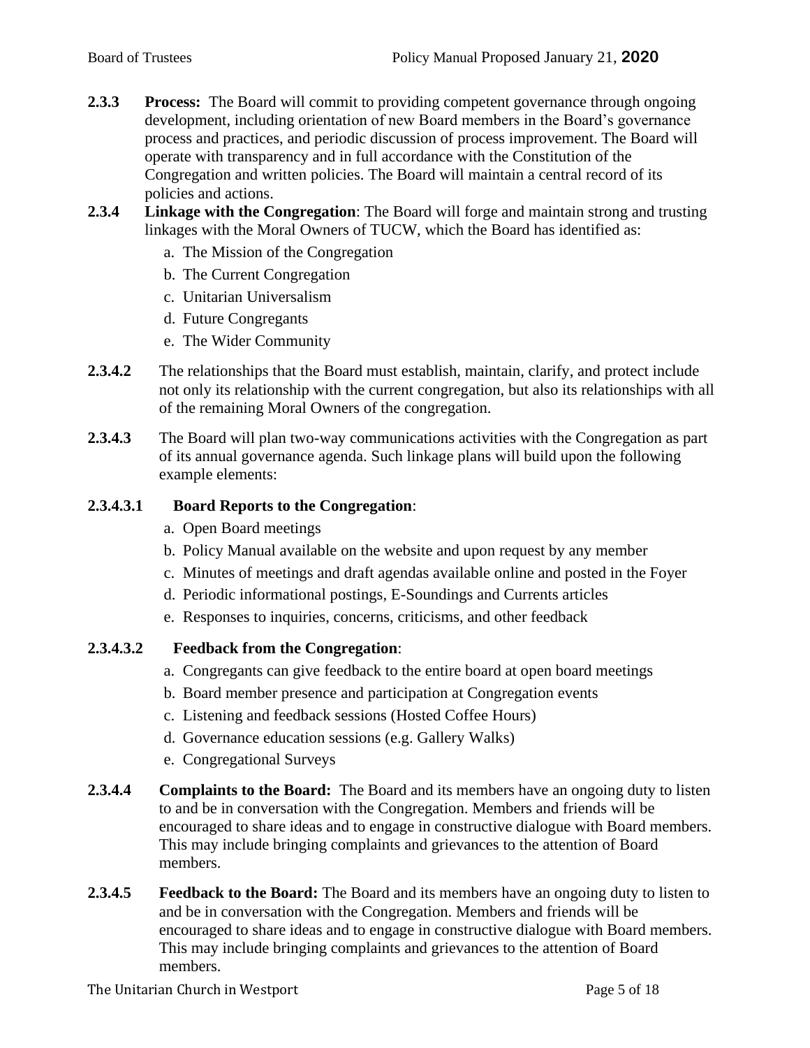**2.3.3 Process:** The Board will commit to providing competent governance through ongoing development, including orientation of new Board members in the Board's governance process and practices, and periodic discussion of process improvement. The Board will operate with transparency and in full accordance with the Constitution of the Congregation and written policies. The Board will maintain a central record of its policies and actions.

**2.3.4 Linkage with the Congregation**: The Board will forge and maintain strong and trusting linkages with the Moral Owners of TUCW, which the Board has identified as:

a. The Mission of the Congregation
b. The Current Congregation
c. Unitarian Universalism
d. Future Congregants
e. The Wider Community

**2.3.4.2** The relationships that the Board must establish, maintain, clarify, and protect include not only its relationship with the current congregation, but also its relationships with all of the remaining Moral Owners of the congregation.

**2.3.4.3** The Board will plan two-way communications activities with the Congregation as part of its annual governance agenda. Such linkage plans will build upon the following example elements:

**2.3.4.3.1 Board Reports to the Congregation**:

a. Open Board meetings
b. Policy Manual available on the website and upon request by any member
c. Minutes of meetings and draft agendas available online and posted in the Foyer
d. Periodic informational postings, E-Soundings and Currents articles
e. Responses to inquiries, concerns, criticisms, and other feedback

**2.3.4.3.2 Feedback from the Congregation**:

a. Congregants can give feedback to the entire board at open board meetings
b. Board member presence and participation at Congregation events
c. Listening and feedback sessions (Hosted Coffee Hours)
d. Governance education sessions (e.g. Gallery Walks)
e. Congregational Surveys

**2.3.4.4 Complaints to the Board:** The Board and its members have an ongoing duty to listen to and be in conversation with the Congregation. Members and friends will be encouraged to share ideas and to engage in constructive dialogue with Board members. This may include bringing complaints and grievances to the attention of Board members.

**2.3.4.5 Feedback to the Board:** The Board and its members have an ongoing duty to listen to and be in conversation with the Congregation. Members and friends will be encouraged to share ideas and to engage in constructive dialogue with Board members. This may include bringing complaints and grievances to the attention of Board members.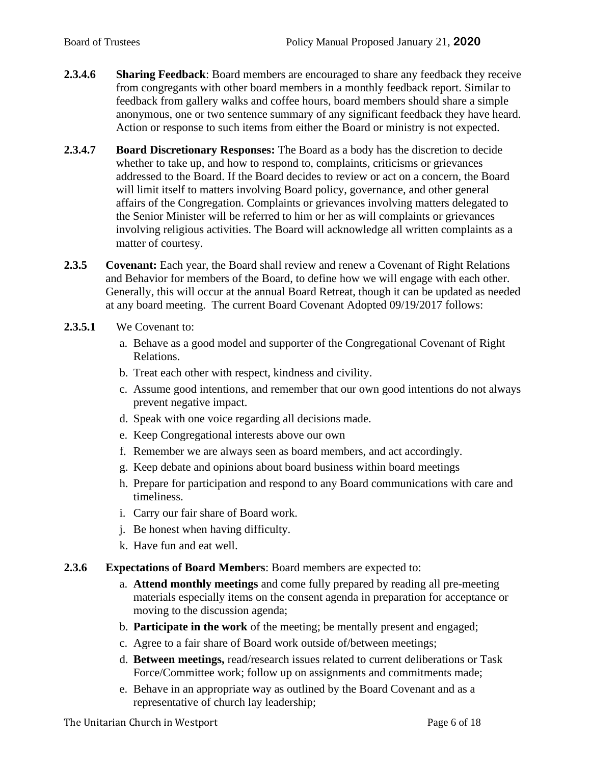**2.3.4.6 Sharing Feedback**: Board members are encouraged to share any feedback they receive from congregants with other board members in a monthly feedback report. Similar to feedback from gallery walks and coffee hours, board members should share a simple anonymous, one or two sentence summary of any significant feedback they have heard. Action or response to such items from either the Board or ministry is not expected.

**2.3.4.7 Board Discretionary Responses:** The Board as a body has the discretion to decide whether to take up, and how to respond to, complaints, criticisms or grievances addressed to the Board. If the Board decides to review or act on a concern, the Board will limit itself to matters involving Board policy, governance, and other general affairs of the Congregation. Complaints or grievances involving matters delegated to the Senior Minister will be referred to him or her as will complaints or grievances involving religious activities. The Board will acknowledge all written complaints as a matter of courtesy.

**2.3.5 Covenant:** Each year, the Board shall review and renew a Covenant of Right Relations and Behavior for members of the Board, to define how we will engage with each other. Generally, this will occur at the annual Board Retreat, though it can be updated as needed at any board meeting. The current Board Covenant Adopted 09/19/2017 follows:

**2.3.5.1** We Covenant to:

a. Behave as a good model and supporter of the Congregational Covenant of Right Relations.
b. Treat each other with respect, kindness and civility.
c. Assume good intentions, and remember that our own good intentions do not always prevent negative impact.
d. Speak with one voice regarding all decisions made.
e. Keep Congregational interests above our own
f. Remember we are always seen as board members, and act accordingly.
g. Keep debate and opinions about board business within board meetings
h. Prepare for participation and respond to any Board communications with care and timeliness.
i. Carry our fair share of Board work.
j. Be honest when having difficulty.
k. Have fun and eat well.

**2.3.6 Expectations of Board Members**: Board members are expected to:

a. **Attend monthly meetings** and come fully prepared by reading all pre-meeting materials especially items on the consent agenda in preparation for acceptance or moving to the discussion agenda;
b. **Participate in the work** of the meeting; be mentally present and engaged;
c. Agree to a fair share of Board work outside of/between meetings;
d. **Between meetings,** read/research issues related to current deliberations or Task Force/Committee work; follow up on assignments and commitments made;
e. Behave in an appropriate way as outlined by the Board Covenant and as a representative of church lay leadership;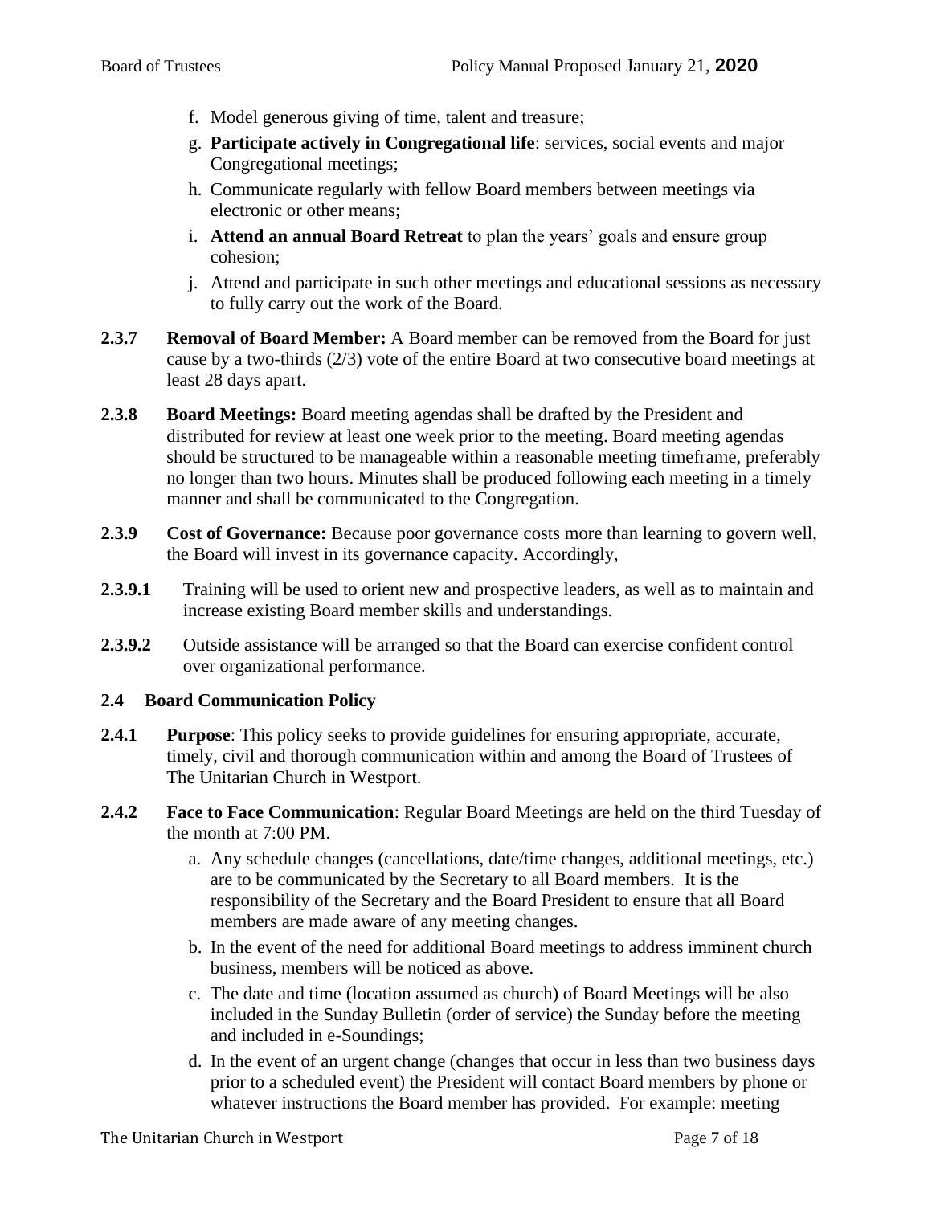f. Model generous giving of time, talent and treasure;
g. **Participate actively in Congregational life**: services, social events and major Congregational meetings;
h. Communicate regularly with fellow Board members between meetings via electronic or other means;
i. **Attend an annual Board Retreat** to plan the years' goals and ensure group cohesion;
j. Attend and participate in such other meetings and educational sessions as necessary to fully carry out the work of the Board.

**2.3.7 Removal of Board Member:** A Board member can be removed from the Board for just cause by a two-thirds (2/3) vote of the entire Board at two consecutive board meetings at least 28 days apart.

**2.3.8 Board Meetings:** Board meeting agendas shall be drafted by the President and distributed for review at least one week prior to the meeting. Board meeting agendas should be structured to be manageable within a reasonable meeting timeframe, preferably no longer than two hours. Minutes shall be produced following each meeting in a timely manner and shall be communicated to the Congregation.

**2.3.9 Cost of Governance:** Because poor governance costs more than learning to govern well, the Board will invest in its governance capacity. Accordingly,

**2.3.9.1** Training will be used to orient new and prospective leaders, as well as to maintain and increase existing Board member skills and understandings.

**2.3.9.2** Outside assistance will be arranged so that the Board can exercise confident control over organizational performance.

### 2.4 Board Communication Policy

**2.4.1 Purpose**: This policy seeks to provide guidelines for ensuring appropriate, accurate, timely, civil and thorough communication within and among the Board of Trustees of The Unitarian Church in Westport.

**2.4.2 Face to Face Communication**: Regular Board Meetings are held on the third Tuesday of the month at 7:00 PM.

a. Any schedule changes (cancellations, date/time changes, additional meetings, etc.) are to be communicated by the Secretary to all Board members. It is the responsibility of the Secretary and the Board President to ensure that all Board members are made aware of any meeting changes.
b. In the event of the need for additional Board meetings to address imminent church business, members will be noticed as above.
c. The date and time (location assumed as church) of Board Meetings will be also included in the Sunday Bulletin (order of service) the Sunday before the meeting and included in e-Soundings;
d. In the event of an urgent change (changes that occur in less than two business days prior to a scheduled event) the President will contact Board members by phone or whatever instructions the Board member has provided. For example: meeting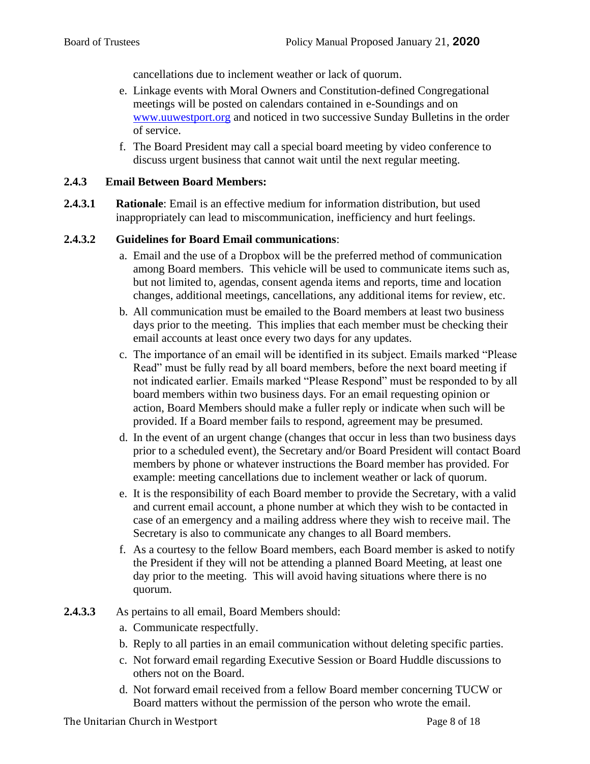cancellations due to inclement weather or lack of quorum.

e. Linkage events with Moral Owners and Constitution-defined Congregational meetings will be posted on calendars contained in e-Soundings and on [www.uuwestport.org](http://www.uuwestport.org) and noticed in two successive Sunday Bulletins in the order of service.

f. The Board President may call a special board meeting by video conference to discuss urgent business that cannot wait until the next regular meeting.

### 2.4.3 Email Between Board Members:

**2.4.3.1 Rationale**: Email is an effective medium for information distribution, but used inappropriately can lead to miscommunication, inefficiency and hurt feelings.

**2.4.3.2 Guidelines for Board Email communications**:

a. Email and the use of a Dropbox will be the preferred method of communication among Board members. This vehicle will be used to communicate items such as, but not limited to, agendas, consent agenda items and reports, time and location changes, additional meetings, cancellations, any additional items for review, etc.

b. All communication must be emailed to the Board members at least two business days prior to the meeting. This implies that each member must be checking their email accounts at least once every two days for any updates.

c. The importance of an email will be identified in its subject. Emails marked "Please Read" must be fully read by all board members, before the next board meeting if not indicated earlier. Emails marked "Please Respond" must be responded to by all board members within two business days. For an email requesting opinion or action, Board Members should make a fuller reply or indicate when such will be provided. If a Board member fails to respond, agreement may be presumed.

d. In the event of an urgent change (changes that occur in less than two business days prior to a scheduled event), the Secretary and/or Board President will contact Board members by phone or whatever instructions the Board member has provided. For example: meeting cancellations due to inclement weather or lack of quorum.

e. It is the responsibility of each Board member to provide the Secretary, with a valid and current email account, a phone number at which they wish to be contacted in case of an emergency and a mailing address where they wish to receive mail. The Secretary is also to communicate any changes to all Board members.

f. As a courtesy to the fellow Board members, each Board member is asked to notify the President if they will not be attending a planned Board Meeting, at least one day prior to the meeting. This will avoid having situations where there is no quorum.

**2.4.3.3** As pertains to all email, Board Members should:

a. Communicate respectfully.

b. Reply to all parties in an email communication without deleting specific parties.

c. Not forward email regarding Executive Session or Board Huddle discussions to others not on the Board.

d. Not forward email received from a fellow Board member concerning TUCW or Board matters without the permission of the person who wrote the email.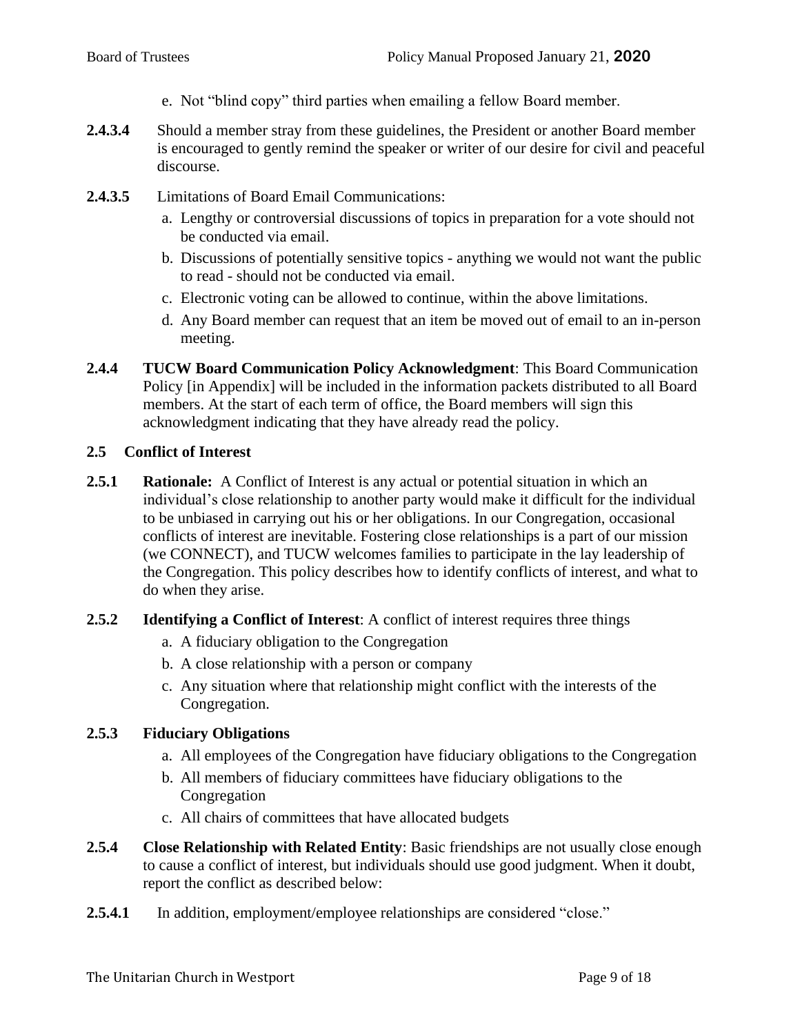e. Not "blind copy" third parties when emailing a fellow Board member.

**2.4.3.4** Should a member stray from these guidelines, the President or another Board member is encouraged to gently remind the speaker or writer of our desire for civil and peaceful discourse.

**2.4.3.5** Limitations of Board Email Communications:

a. Lengthy or controversial discussions of topics in preparation for a vote should not be conducted via email.

b. Discussions of potentially sensitive topics - anything we would not want the public to read - should not be conducted via email.

c. Electronic voting can be allowed to continue, within the above limitations.

d. Any Board member can request that an item be moved out of email to an in-person meeting.

**2.4.4 TUCW Board Communication Policy Acknowledgment**: This Board Communication Policy [in Appendix] will be included in the information packets distributed to all Board members. At the start of each term of office, the Board members will sign this acknowledgment indicating that they have already read the policy.

### 2.5 Conflict of Interest

**2.5.1 Rationale:** A Conflict of Interest is any actual or potential situation in which an individual's close relationship to another party would make it difficult for the individual to be unbiased in carrying out his or her obligations. In our Congregation, occasional conflicts of interest are inevitable. Fostering close relationships is a part of our mission (we CONNECT), and TUCW welcomes families to participate in the lay leadership of the Congregation. This policy describes how to identify conflicts of interest, and what to do when they arise.

**2.5.2 Identifying a Conflict of Interest**: A conflict of interest requires three things

a. A fiduciary obligation to the Congregation

b. A close relationship with a person or company

c. Any situation where that relationship might conflict with the interests of the Congregation.

**2.5.3 Fiduciary Obligations**

a. All employees of the Congregation have fiduciary obligations to the Congregation

b. All members of fiduciary committees have fiduciary obligations to the Congregation

c. All chairs of committees that have allocated budgets

**2.5.4 Close Relationship with Related Entity**: Basic friendships are not usually close enough to cause a conflict of interest, but individuals should use good judgment. When it doubt, report the conflict as described below:

**2.5.4.1** In addition, employment/employee relationships are considered "close."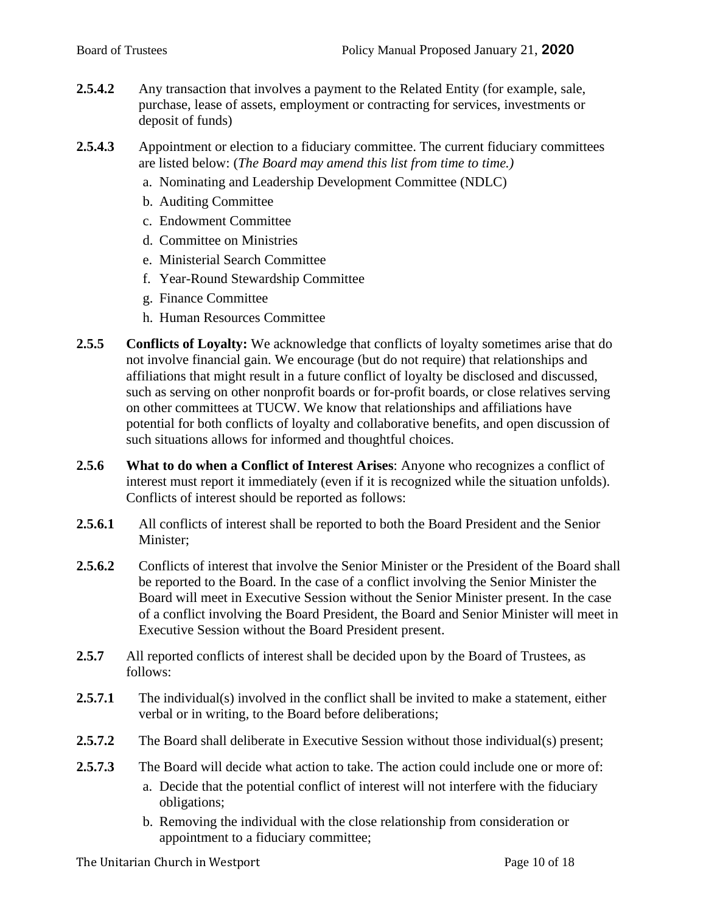**2.5.4.2** Any transaction that involves a payment to the Related Entity (for example, sale, purchase, lease of assets, employment or contracting for services, investments or deposit of funds)

**2.5.4.3** Appointment or election to a fiduciary committee. The current fiduciary committees are listed below: (*The Board may amend this list from time to time.)*

a. Nominating and Leadership Development Committee (NDLC)
b. Auditing Committee
c. Endowment Committee
d. Committee on Ministries
e. Ministerial Search Committee
f. Year-Round Stewardship Committee
g. Finance Committee
h. Human Resources Committee

**2.5.5** **Conflicts of Loyalty:** We acknowledge that conflicts of loyalty sometimes arise that do not involve financial gain. We encourage (but do not require) that relationships and affiliations that might result in a future conflict of loyalty be disclosed and discussed, such as serving on other nonprofit boards or for-profit boards, or close relatives serving on other committees at TUCW. We know that relationships and affiliations have potential for both conflicts of loyalty and collaborative benefits, and open discussion of such situations allows for informed and thoughtful choices.

**2.5.6** **What to do when a Conflict of Interest Arises**: Anyone who recognizes a conflict of interest must report it immediately (even if it is recognized while the situation unfolds). Conflicts of interest should be reported as follows:

**2.5.6.1** All conflicts of interest shall be reported to both the Board President and the Senior Minister;

**2.5.6.2** Conflicts of interest that involve the Senior Minister or the President of the Board shall be reported to the Board. In the case of a conflict involving the Senior Minister the Board will meet in Executive Session without the Senior Minister present. In the case of a conflict involving the Board President, the Board and Senior Minister will meet in Executive Session without the Board President present.

**2.5.7** All reported conflicts of interest shall be decided upon by the Board of Trustees, as follows:

**2.5.7.1** The individual(s) involved in the conflict shall be invited to make a statement, either verbal or in writing, to the Board before deliberations;

**2.5.7.2** The Board shall deliberate in Executive Session without those individual(s) present;

**2.5.7.3** The Board will decide what action to take. The action could include one or more of:

a. Decide that the potential conflict of interest will not interfere with the fiduciary obligations;
b. Removing the individual with the close relationship from consideration or appointment to a fiduciary committee;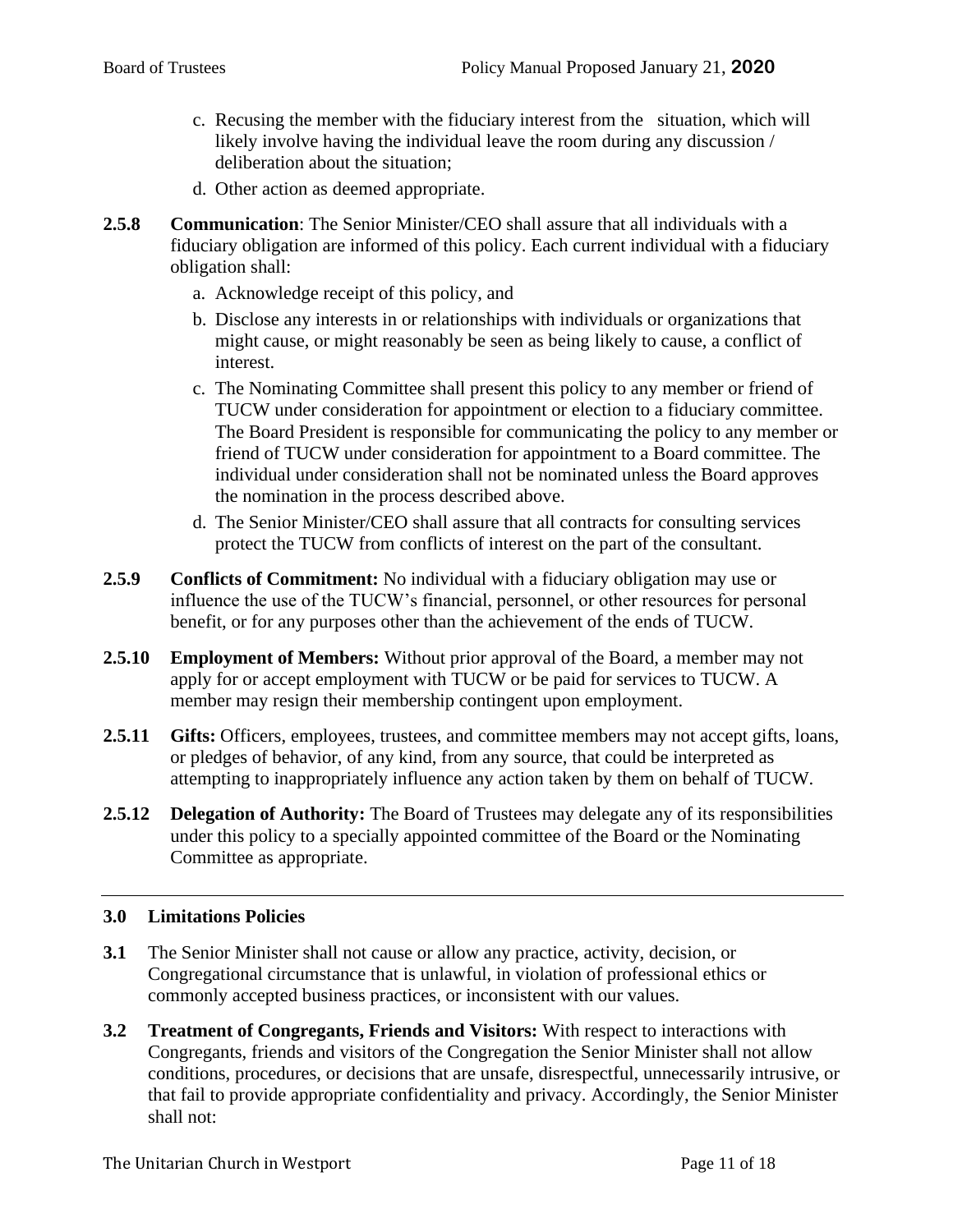c. Recusing the member with the fiduciary interest from the situation, which will likely involve having the individual leave the room during any discussion / deliberation about the situation;

d. Other action as deemed appropriate.

**2.5.8 Communication**: The Senior Minister/CEO shall assure that all individuals with a fiduciary obligation are informed of this policy. Each current individual with a fiduciary obligation shall:

a. Acknowledge receipt of this policy, and

b. Disclose any interests in or relationships with individuals or organizations that might cause, or might reasonably be seen as being likely to cause, a conflict of interest.

c. The Nominating Committee shall present this policy to any member or friend of TUCW under consideration for appointment or election to a fiduciary committee. The Board President is responsible for communicating the policy to any member or friend of TUCW under consideration for appointment to a Board committee. The individual under consideration shall not be nominated unless the Board approves the nomination in the process described above.

d. The Senior Minister/CEO shall assure that all contracts for consulting services protect the TUCW from conflicts of interest on the part of the consultant.

**2.5.9 Conflicts of Commitment:** No individual with a fiduciary obligation may use or influence the use of the TUCW's financial, personnel, or other resources for personal benefit, or for any purposes other than the achievement of the ends of TUCW.

**2.5.10 Employment of Members:** Without prior approval of the Board, a member may not apply for or accept employment with TUCW or be paid for services to TUCW. A member may resign their membership contingent upon employment.

**2.5.11 Gifts:** Officers, employees, trustees, and committee members may not accept gifts, loans, or pledges of behavior, of any kind, from any source, that could be interpreted as attempting to inappropriately influence any action taken by them on behalf of TUCW.

**2.5.12 Delegation of Authority:** The Board of Trustees may delegate any of its responsibilities under this policy to a specially appointed committee of the Board or the Nominating Committee as appropriate.

---

## 3.0 Limitations Policies

**3.1** The Senior Minister shall not cause or allow any practice, activity, decision, or Congregational circumstance that is unlawful, in violation of professional ethics or commonly accepted business practices, or inconsistent with our values.

**3.2 Treatment of Congregants, Friends and Visitors:** With respect to interactions with Congregants, friends and visitors of the Congregation the Senior Minister shall not allow conditions, procedures, or decisions that are unsafe, disrespectful, unnecessarily intrusive, or that fail to provide appropriate confidentiality and privacy. Accordingly, the Senior Minister shall not: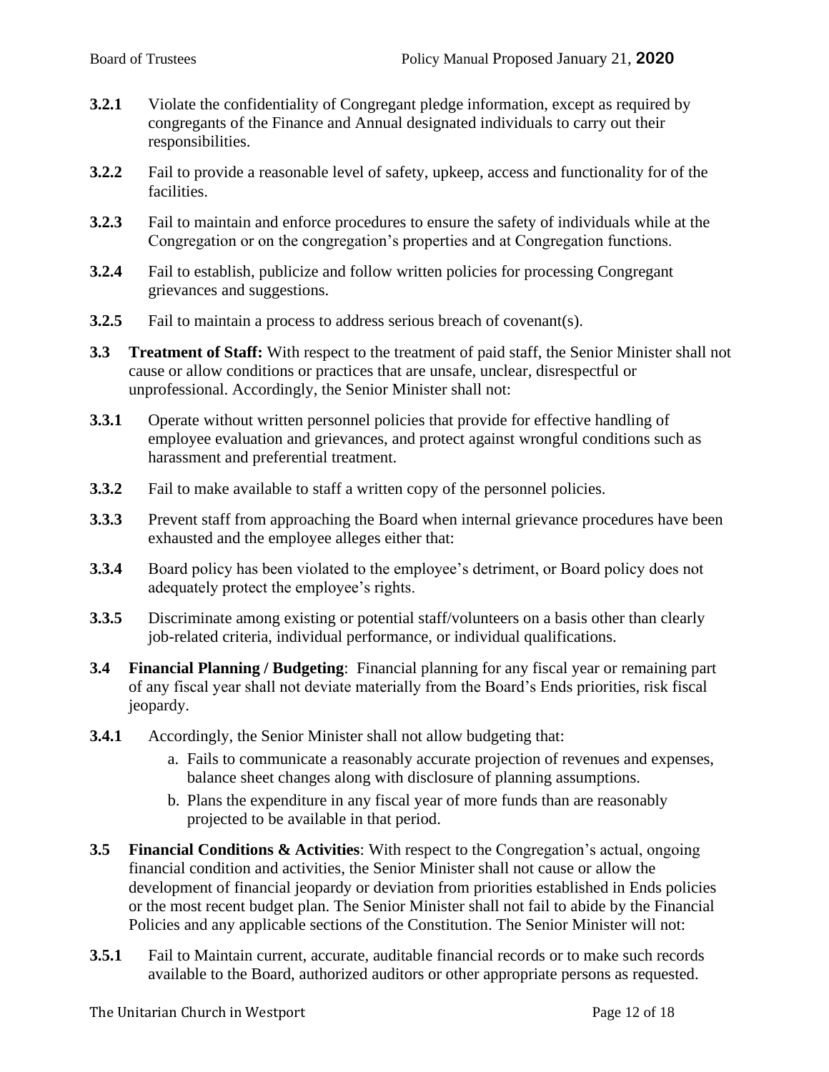**3.2.1** Violate the confidentiality of Congregant pledge information, except as required by congregants of the Finance and Annual designated individuals to carry out their responsibilities.

**3.2.2** Fail to provide a reasonable level of safety, upkeep, access and functionality for of the facilities.

**3.2.3** Fail to maintain and enforce procedures to ensure the safety of individuals while at the Congregation or on the congregation's properties and at Congregation functions.

**3.2.4** Fail to establish, publicize and follow written policies for processing Congregant grievances and suggestions.

**3.2.5** Fail to maintain a process to address serious breach of covenant(s).

**3.3 Treatment of Staff:** With respect to the treatment of paid staff, the Senior Minister shall not cause or allow conditions or practices that are unsafe, unclear, disrespectful or unprofessional. Accordingly, the Senior Minister shall not:

**3.3.1** Operate without written personnel policies that provide for effective handling of employee evaluation and grievances, and protect against wrongful conditions such as harassment and preferential treatment.

**3.3.2** Fail to make available to staff a written copy of the personnel policies.

**3.3.3** Prevent staff from approaching the Board when internal grievance procedures have been exhausted and the employee alleges either that:

**3.3.4** Board policy has been violated to the employee's detriment, or Board policy does not adequately protect the employee's rights.

**3.3.5** Discriminate among existing or potential staff/volunteers on a basis other than clearly job-related criteria, individual performance, or individual qualifications.

**3.4 Financial Planning / Budgeting**: Financial planning for any fiscal year or remaining part of any fiscal year shall not deviate materially from the Board's Ends priorities, risk fiscal jeopardy.

**3.4.1** Accordingly, the Senior Minister shall not allow budgeting that:

a. Fails to communicate a reasonably accurate projection of revenues and expenses, balance sheet changes along with disclosure of planning assumptions.
b. Plans the expenditure in any fiscal year of more funds than are reasonably projected to be available in that period.

**3.5 Financial Conditions & Activities**: With respect to the Congregation's actual, ongoing financial condition and activities, the Senior Minister shall not cause or allow the development of financial jeopardy or deviation from priorities established in Ends policies or the most recent budget plan. The Senior Minister shall not fail to abide by the Financial Policies and any applicable sections of the Constitution. The Senior Minister will not:

**3.5.1** Fail to Maintain current, accurate, auditable financial records or to make such records available to the Board, authorized auditors or other appropriate persons as requested.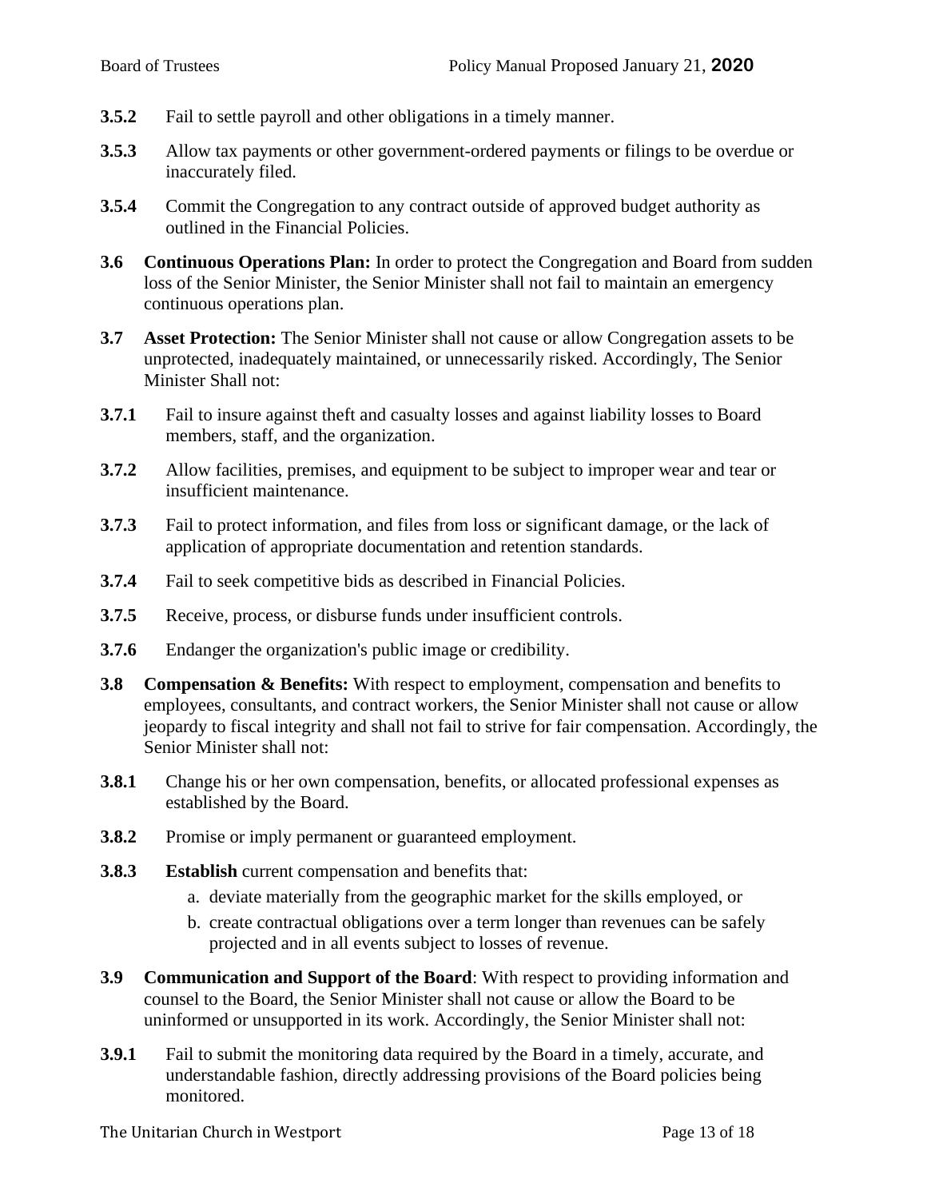**3.5.2** Fail to settle payroll and other obligations in a timely manner.

**3.5.3** Allow tax payments or other government-ordered payments or filings to be overdue or inaccurately filed.

**3.5.4** Commit the Congregation to any contract outside of approved budget authority as outlined in the Financial Policies.

**3.6 Continuous Operations Plan:** In order to protect the Congregation and Board from sudden loss of the Senior Minister, the Senior Minister shall not fail to maintain an emergency continuous operations plan.

**3.7 Asset Protection:** The Senior Minister shall not cause or allow Congregation assets to be unprotected, inadequately maintained, or unnecessarily risked. Accordingly, The Senior Minister Shall not:

**3.7.1** Fail to insure against theft and casualty losses and against liability losses to Board members, staff, and the organization.

**3.7.2** Allow facilities, premises, and equipment to be subject to improper wear and tear or insufficient maintenance.

**3.7.3** Fail to protect information, and files from loss or significant damage, or the lack of application of appropriate documentation and retention standards.

**3.7.4** Fail to seek competitive bids as described in Financial Policies.

**3.7.5** Receive, process, or disburse funds under insufficient controls.

**3.7.6** Endanger the organization's public image or credibility.

**3.8 Compensation & Benefits:** With respect to employment, compensation and benefits to employees, consultants, and contract workers, the Senior Minister shall not cause or allow jeopardy to fiscal integrity and shall not fail to strive for fair compensation. Accordingly, the Senior Minister shall not:

**3.8.1** Change his or her own compensation, benefits, or allocated professional expenses as established by the Board.

**3.8.2** Promise or imply permanent or guaranteed employment.

**3.8.3** **Establish** current compensation and benefits that:

a. deviate materially from the geographic market for the skills employed, or
b. create contractual obligations over a term longer than revenues can be safely projected and in all events subject to losses of revenue.

**3.9 Communication and Support of the Board**: With respect to providing information and counsel to the Board, the Senior Minister shall not cause or allow the Board to be uninformed or unsupported in its work. Accordingly, the Senior Minister shall not:

**3.9.1** Fail to submit the monitoring data required by the Board in a timely, accurate, and understandable fashion, directly addressing provisions of the Board policies being monitored.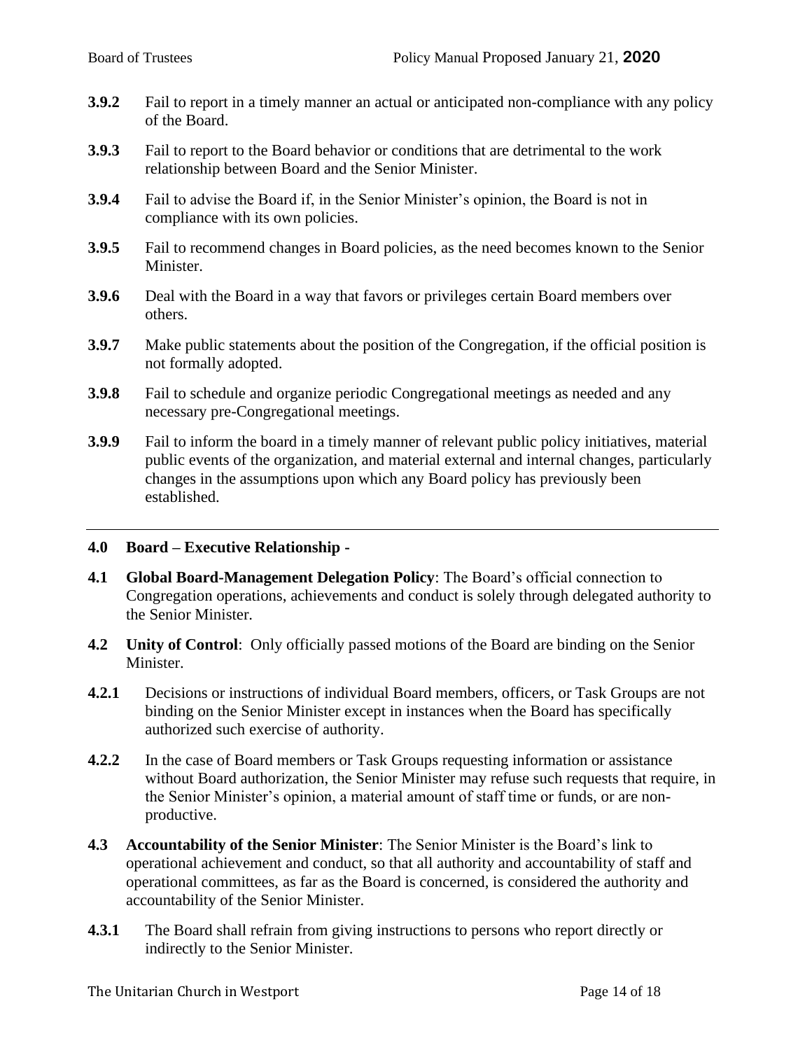**3.9.2** Fail to report in a timely manner an actual or anticipated non-compliance with any policy of the Board.

**3.9.3** Fail to report to the Board behavior or conditions that are detrimental to the work relationship between Board and the Senior Minister.

**3.9.4** Fail to advise the Board if, in the Senior Minister's opinion, the Board is not in compliance with its own policies.

**3.9.5** Fail to recommend changes in Board policies, as the need becomes known to the Senior Minister.

**3.9.6** Deal with the Board in a way that favors or privileges certain Board members over others.

**3.9.7** Make public statements about the position of the Congregation, if the official position is not formally adopted.

**3.9.8** Fail to schedule and organize periodic Congregational meetings as needed and any necessary pre-Congregational meetings.

**3.9.9** Fail to inform the board in a timely manner of relevant public policy initiatives, material public events of the organization, and material external and internal changes, particularly changes in the assumptions upon which any Board policy has previously been established.

---

## 4.0 Board – Executive Relationship -

**4.1 Global Board-Management Delegation Policy**: The Board's official connection to Congregation operations, achievements and conduct is solely through delegated authority to the Senior Minister.

**4.2 Unity of Control**: Only officially passed motions of the Board are binding on the Senior Minister.

**4.2.1** Decisions or instructions of individual Board members, officers, or Task Groups are not binding on the Senior Minister except in instances when the Board has specifically authorized such exercise of authority.

**4.2.2** In the case of Board members or Task Groups requesting information or assistance without Board authorization, the Senior Minister may refuse such requests that require, in the Senior Minister's opinion, a material amount of staff time or funds, or are non-productive.

**4.3 Accountability of the Senior Minister**: The Senior Minister is the Board's link to operational achievement and conduct, so that all authority and accountability of staff and operational committees, as far as the Board is concerned, is considered the authority and accountability of the Senior Minister.

**4.3.1** The Board shall refrain from giving instructions to persons who report directly or indirectly to the Senior Minister.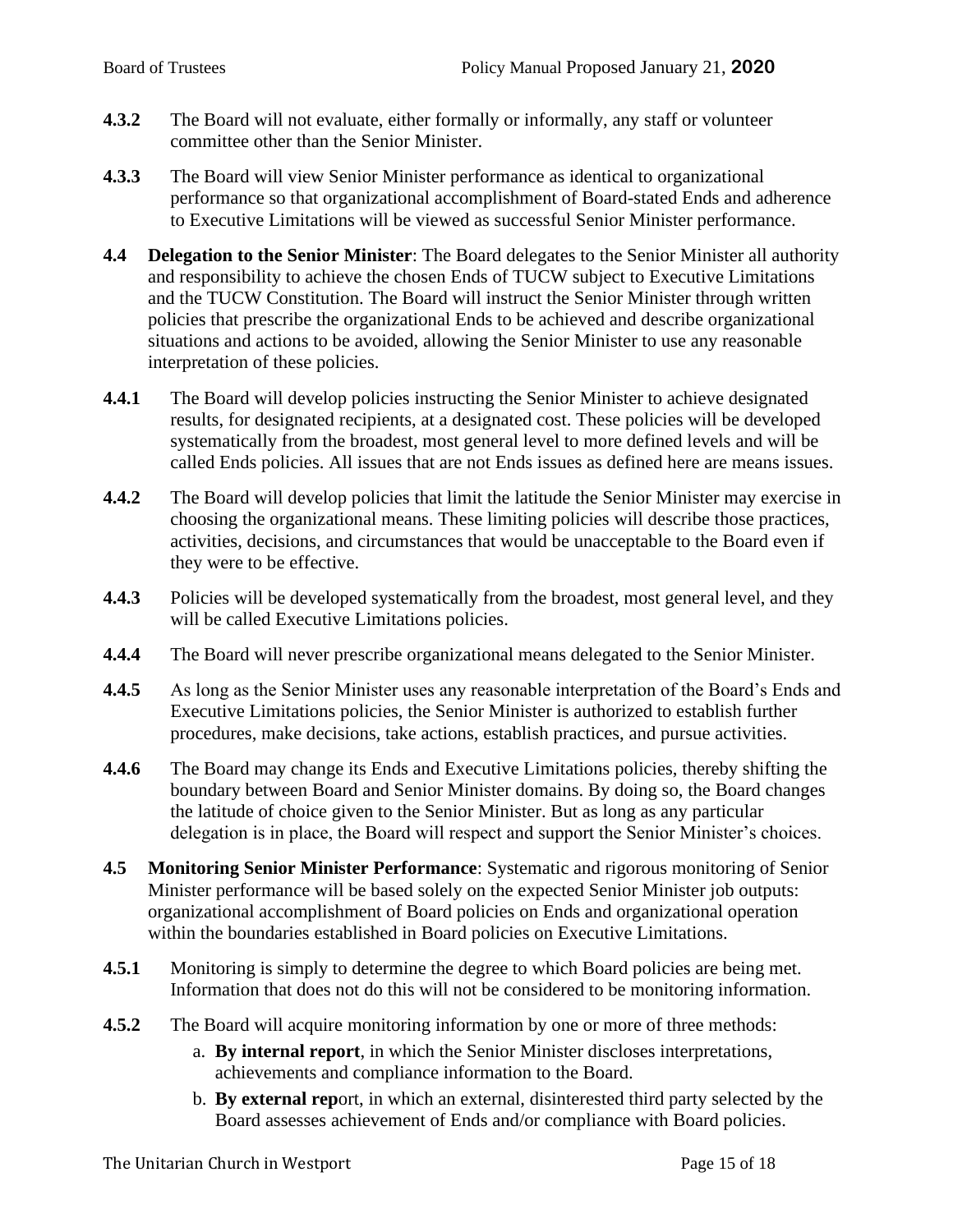**4.3.2** The Board will not evaluate, either formally or informally, any staff or volunteer committee other than the Senior Minister.

**4.3.3** The Board will view Senior Minister performance as identical to organizational performance so that organizational accomplishment of Board-stated Ends and adherence to Executive Limitations will be viewed as successful Senior Minister performance.

**4.4 Delegation to the Senior Minister**: The Board delegates to the Senior Minister all authority and responsibility to achieve the chosen Ends of TUCW subject to Executive Limitations and the TUCW Constitution. The Board will instruct the Senior Minister through written policies that prescribe the organizational Ends to be achieved and describe organizational situations and actions to be avoided, allowing the Senior Minister to use any reasonable interpretation of these policies.

**4.4.1** The Board will develop policies instructing the Senior Minister to achieve designated results, for designated recipients, at a designated cost. These policies will be developed systematically from the broadest, most general level to more defined levels and will be called Ends policies. All issues that are not Ends issues as defined here are means issues.

**4.4.2** The Board will develop policies that limit the latitude the Senior Minister may exercise in choosing the organizational means. These limiting policies will describe those practices, activities, decisions, and circumstances that would be unacceptable to the Board even if they were to be effective.

**4.4.3** Policies will be developed systematically from the broadest, most general level, and they will be called Executive Limitations policies.

**4.4.4** The Board will never prescribe organizational means delegated to the Senior Minister.

**4.4.5** As long as the Senior Minister uses any reasonable interpretation of the Board's Ends and Executive Limitations policies, the Senior Minister is authorized to establish further procedures, make decisions, take actions, establish practices, and pursue activities.

**4.4.6** The Board may change its Ends and Executive Limitations policies, thereby shifting the boundary between Board and Senior Minister domains. By doing so, the Board changes the latitude of choice given to the Senior Minister. But as long as any particular delegation is in place, the Board will respect and support the Senior Minister's choices.

**4.5 Monitoring Senior Minister Performance**: Systematic and rigorous monitoring of Senior Minister performance will be based solely on the expected Senior Minister job outputs: organizational accomplishment of Board policies on Ends and organizational operation within the boundaries established in Board policies on Executive Limitations.

**4.5.1** Monitoring is simply to determine the degree to which Board policies are being met. Information that does not do this will not be considered to be monitoring information.

**4.5.2** The Board will acquire monitoring information by one or more of three methods:

a. **By internal report**, in which the Senior Minister discloses interpretations, achievements and compliance information to the Board.

b. **By external rep**ort, in which an external, disinterested third party selected by the Board assesses achievement of Ends and/or compliance with Board policies.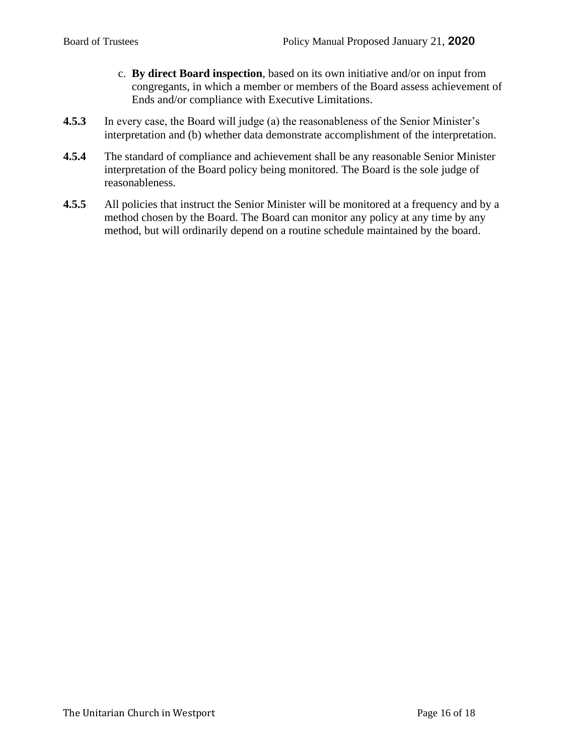c. **By direct Board inspection**, based on its own initiative and/or on input from congregants, in which a member or members of the Board assess achievement of Ends and/or compliance with Executive Limitations.

**4.5.3** In every case, the Board will judge (a) the reasonableness of the Senior Minister's interpretation and (b) whether data demonstrate accomplishment of the interpretation.

**4.5.4** The standard of compliance and achievement shall be any reasonable Senior Minister interpretation of the Board policy being monitored. The Board is the sole judge of reasonableness.

**4.5.5** All policies that instruct the Senior Minister will be monitored at a frequency and by a method chosen by the Board. The Board can monitor any policy at any time by any method, but will ordinarily depend on a routine schedule maintained by the board.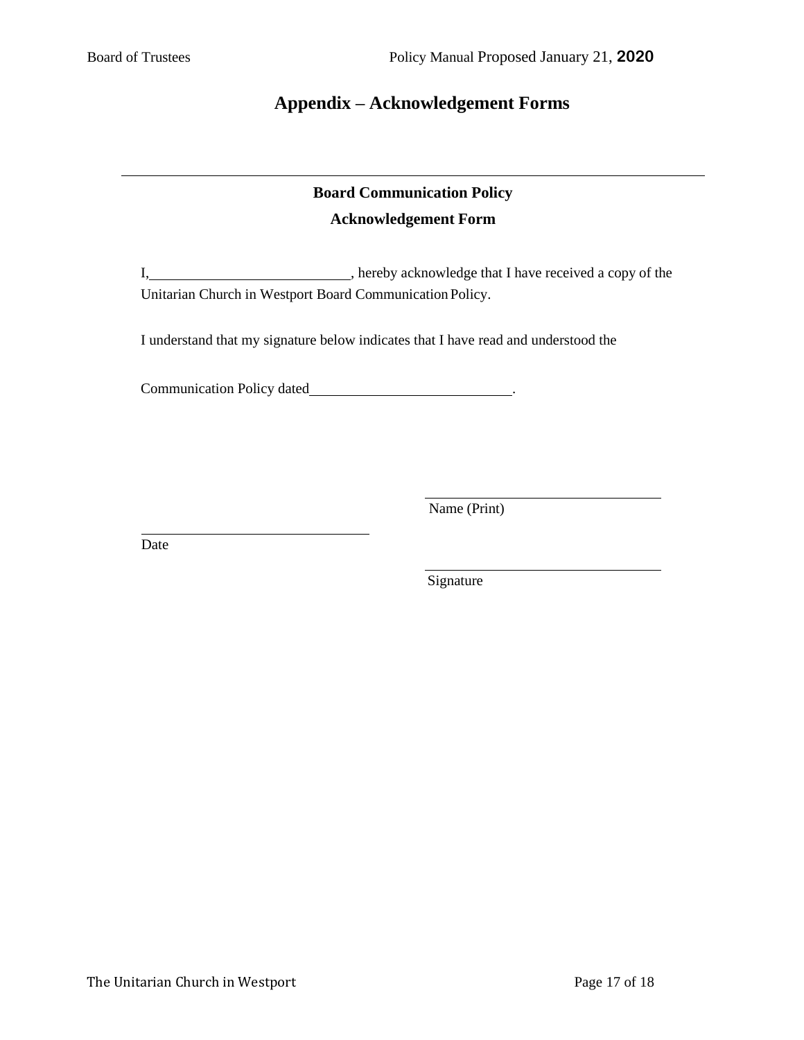# Appendix – Acknowledgement Forms

---

## Board Communication Policy

## Acknowledgement Form

I,\_\_\_\_\_\_\_\_\_\_\_\_\_\_\_\_\_\_\_\_\_\_\_\_\_\_\_\_, hereby acknowledge that I have received a copy of the Unitarian Church in Westport Board Communication Policy.

I understand that my signature below indicates that I have read and understood the

Communication Policy dated\_\_\_\_\_\_\_\_\_\_\_\_\_\_\_\_\_\_\_\_\_\_\_\_\_\_\_\_.

\_\_\_\_\_\_\_\_\_\_\_\_\_\_\_\_\_\_\_\_\_\_\_\_\_\_\_\_\_\_\_\_\_\_\_\_
Name (Print)

\_\_\_\_\_\_\_\_\_\_\_\_\_\_\_\_\_\_\_\_\_\_\_\_\_\_\_\_\_\_\_\_\_\_\_\_
Date

\_\_\_\_\_\_\_\_\_\_\_\_\_\_\_\_\_\_\_\_\_\_\_\_\_\_\_\_\_\_\_\_\_\_\_\_
Signature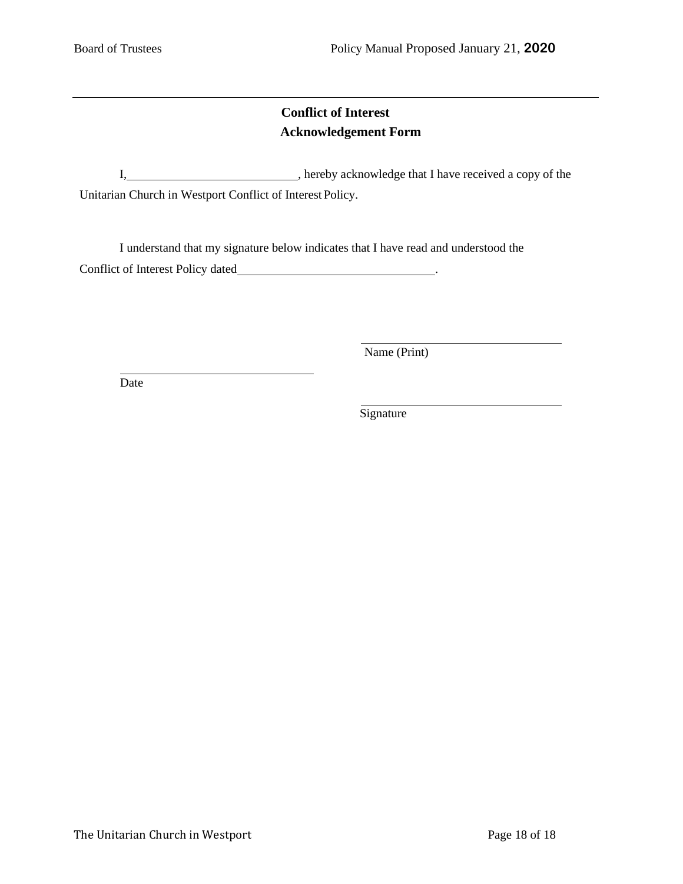## Conflict of Interest Acknowledgement Form

I, ____________________________, hereby acknowledge that I have received a copy of the Unitarian Church in Westport Conflict of Interest Policy.

I understand that my signature below indicates that I have read and understood the Conflict of Interest Policy dated ________________________________.

________________________________
Name (Print)

________________________________
Date

________________________________
Signature